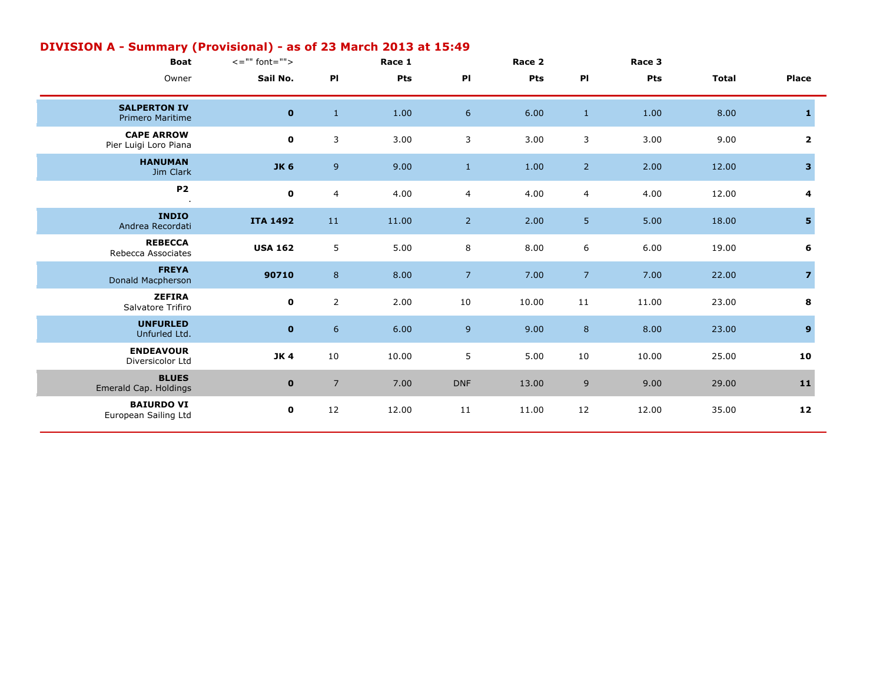## DIVISION A - Summary (Provisional) - as of 23 March 2013 at 15:49

| Boat / Owner | Sail No. | Race 1 Pl | Race 1 Pts | Race 2 Pl | Race 2 Pts | Race 3 Pl | Race 3 Pts | Total | Place |
|---|---|---|---|---|---|---|---|---|---|
| **SALPERTON IV** Primero Maritime | **0** | 1 | 1.00 | 6 | 6.00 | 1 | 1.00 | 8.00 | **1** |
| **CAPE ARROW** Pier Luigi Loro Piana | **0** | 3 | 3.00 | 3 | 3.00 | 3 | 3.00 | 9.00 | **2** |
| **HANUMAN** Jim Clark | **JK 6** | 9 | 9.00 | 1 | 1.00 | 2 | 2.00 | 12.00 | **3** |
| **P2** . | **0** | 4 | 4.00 | 4 | 4.00 | 4 | 4.00 | 12.00 | **4** |
| **INDIO** Andrea Recordati | **ITA 1492** | 11 | 11.00 | 2 | 2.00 | 5 | 5.00 | 18.00 | **5** |
| **REBECCA** Rebecca Associates | **USA 162** | 5 | 5.00 | 8 | 8.00 | 6 | 6.00 | 19.00 | **6** |
| **FREYA** Donald Macpherson | **90710** | 8 | 8.00 | 7 | 7.00 | 7 | 7.00 | 22.00 | **7** |
| **ZEFIRA** Salvatore Trifiro | **0** | 2 | 2.00 | 10 | 10.00 | 11 | 11.00 | 23.00 | **8** |
| **UNFURLED** Unfurled Ltd. | **0** | 6 | 6.00 | 9 | 9.00 | 8 | 8.00 | 23.00 | **9** |
| **ENDEAVOUR** Diversicolor Ltd | **JK 4** | 10 | 10.00 | 5 | 5.00 | 10 | 10.00 | 25.00 | **10** |
| **BLUES** Emerald Cap. Holdings | **0** | 7 | 7.00 | DNF | 13.00 | 9 | 9.00 | 29.00 | **11** |
| **BAIURDO VI** European Sailing Ltd | **0** | 12 | 12.00 | 11 | 11.00 | 12 | 12.00 | 35.00 | **12** |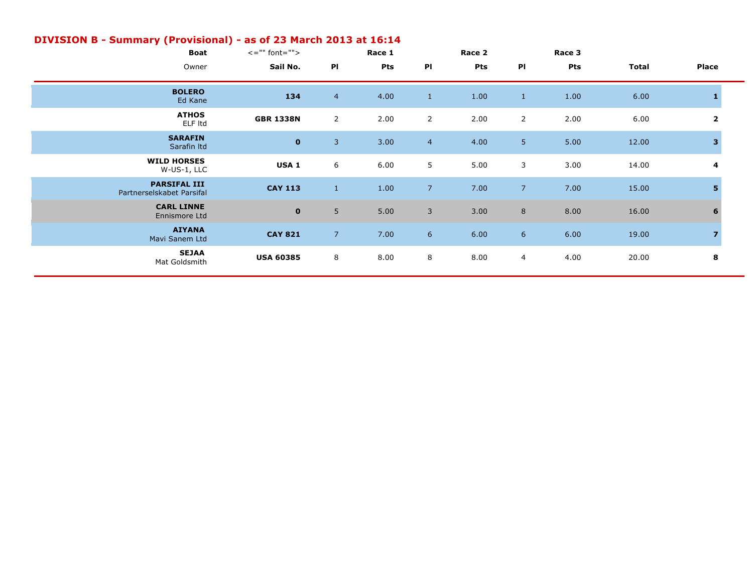## DIVISION B - Summary (Provisional) - as of 23 March 2013 at 16:14

| Boat | <="" font=""> | Race 1 | | Race 2 | | Race 3 | | | |
|---|---|---|---|---|---|---|---|---|---|
| Owner | Sail No. | Pl | Pts | Pl | Pts | Pl | Pts | Total | Place |
| **BOLERO** Ed Kane | **134** | 4 | 4.00 | 1 | 1.00 | 1 | 1.00 | 6.00 | **1** |
| **ATHOS** ELF ltd | **GBR 1338N** | 2 | 2.00 | 2 | 2.00 | 2 | 2.00 | 6.00 | **2** |
| **SARAFIN** Sarafin ltd | **0** | 3 | 3.00 | 4 | 4.00 | 5 | 5.00 | 12.00 | **3** |
| **WILD HORSES** W-US-1, LLC | **USA 1** | 6 | 6.00 | 5 | 5.00 | 3 | 3.00 | 14.00 | **4** |
| **PARSIFAL III** Partnerselskabet Parsifal | **CAY 113** | 1 | 1.00 | 7 | 7.00 | 7 | 7.00 | 15.00 | **5** |
| **CARL LINNE** Ennismore Ltd | **0** | 5 | 5.00 | 3 | 3.00 | 8 | 8.00 | 16.00 | **6** |
| **AIYANA** Mavi Sanem Ltd | **CAY 821** | 7 | 7.00 | 6 | 6.00 | 6 | 6.00 | 19.00 | **7** |
| **SEJAA** Mat Goldsmith | **USA 60385** | 8 | 8.00 | 8 | 8.00 | 4 | 4.00 | 20.00 | **8** |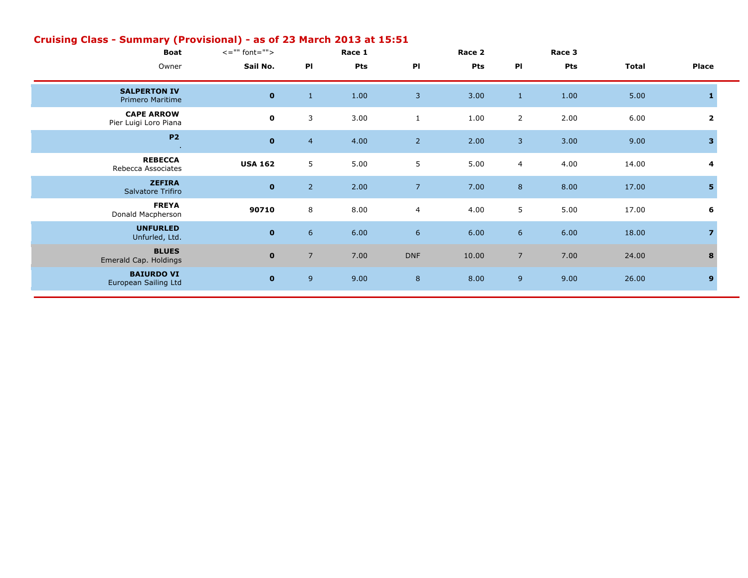## Cruising Class - Summary (Provisional) - as of 23 March 2013 at 15:51

| Boat | <="" font=""> | Race 1 | | Race 2 | | Race 3 | | | |
|---|---|---|---|---|---|---|---|---|---|
| Owner | Sail No. | Pl | Pts | Pl | Pts | Pl | Pts | Total | Place |
| **SALPERTON IV** Primero Maritime | **0** | 1 | 1.00 | 3 | 3.00 | 1 | 1.00 | 5.00 | **1** |
| **CAPE ARROW** Pier Luigi Loro Piana | **0** | 3 | 3.00 | 1 | 1.00 | 2 | 2.00 | 6.00 | **2** |
| **P2** . | **0** | 4 | 4.00 | 2 | 2.00 | 3 | 3.00 | 9.00 | **3** |
| **REBECCA** Rebecca Associates | **USA 162** | 5 | 5.00 | 5 | 5.00 | 4 | 4.00 | 14.00 | **4** |
| **ZEFIRA** Salvatore Trifiro | **0** | 2 | 2.00 | 7 | 7.00 | 8 | 8.00 | 17.00 | **5** |
| **FREYA** Donald Macpherson | **90710** | 8 | 8.00 | 4 | 4.00 | 5 | 5.00 | 17.00 | **6** |
| **UNFURLED** Unfurled, Ltd. | **0** | 6 | 6.00 | 6 | 6.00 | 6 | 6.00 | 18.00 | **7** |
| **BLUES** Emerald Cap. Holdings | **0** | 7 | 7.00 | DNF | 10.00 | 7 | 7.00 | 24.00 | **8** |
| **BAIURDO VI** European Sailing Ltd | **0** | 9 | 9.00 | 8 | 8.00 | 9 | 9.00 | 26.00 | **9** |